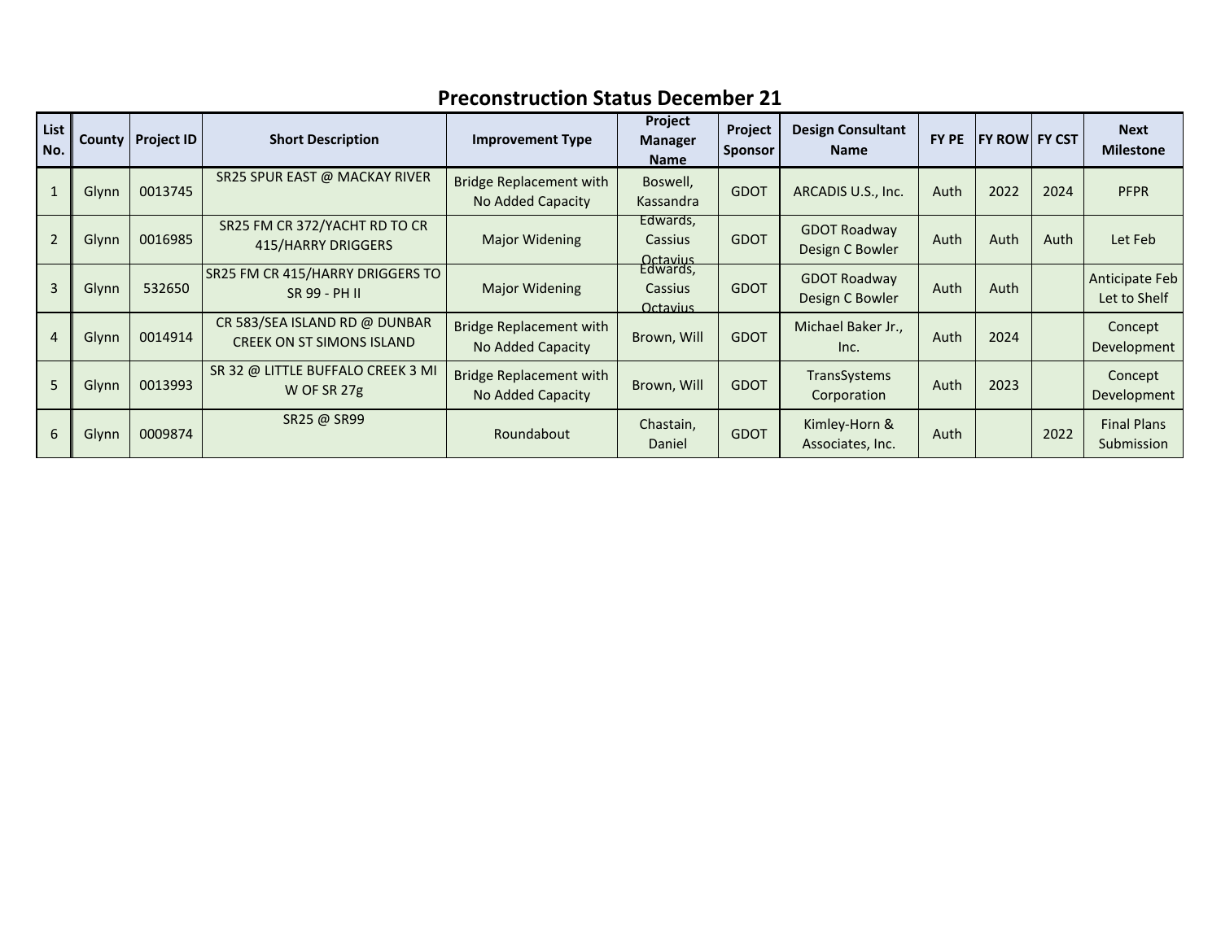# Preconstruction Status December 21

| List No. | County | Project ID | Short Description | Improvement Type | Project Manager Name | Project Sponsor | Design Consultant Name | FY PE | FY ROW | FY CST | Next Milestone |
|---|---|---|---|---|---|---|---|---|---|---|---|
| 1 | Glynn | 0013745 | SR25 SPUR EAST @ MACKAY RIVER | Bridge Replacement with No Added Capacity | Boswell, Kassandra | GDOT | ARCADIS U.S., Inc. | Auth | 2022 | 2024 | PFPR |
| 2 | Glynn | 0016985 | SR25 FM CR 372/YACHT RD TO CR 415/HARRY DRIGGERS | Major Widening | Edwards, Cassius Octavius | GDOT | GDOT Roadway Design C Bowler | Auth | Auth | Auth | Let Feb |
| 3 | Glynn | 532650 | SR25 FM CR 415/HARRY DRIGGERS TO SR 99 - PH II | Major Widening | Edwards, Cassius Octavius | GDOT | GDOT Roadway Design C Bowler | Auth | Auth | | Anticipate Feb Let to Shelf |
| 4 | Glynn | 0014914 | CR 583/SEA ISLAND RD @ DUNBAR CREEK ON ST SIMONS ISLAND | Bridge Replacement with No Added Capacity | Brown, Will | GDOT | Michael Baker Jr., Inc. | Auth | 2024 | | Concept Development |
| 5 | Glynn | 0013993 | SR 32 @ LITTLE BUFFALO CREEK 3 MI W OF SR 27g | Bridge Replacement with No Added Capacity | Brown, Will | GDOT | TransSystems Corporation | Auth | 2023 | | Concept Development |
| 6 | Glynn | 0009874 | SR25 @ SR99 | Roundabout | Chastain, Daniel | GDOT | Kimley-Horn & Associates, Inc. | Auth | | 2022 | Final Plans Submission |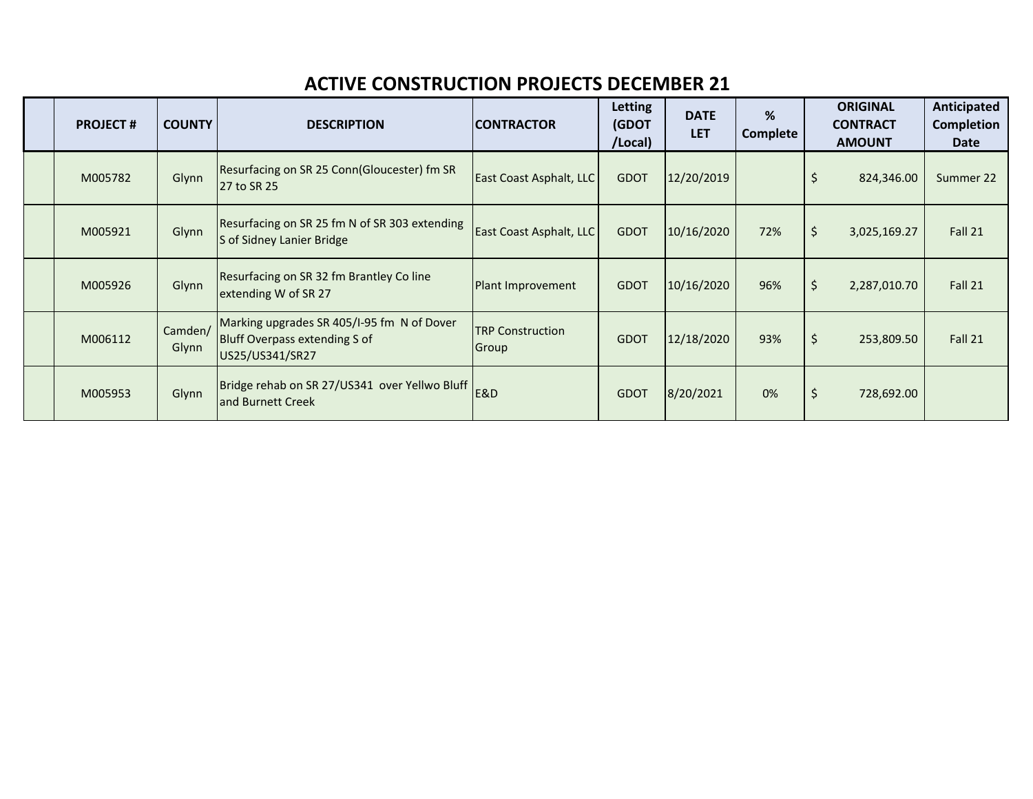# ACTIVE CONSTRUCTION PROJECTS DECEMBER 21

| | PROJECT # | COUNTY | DESCRIPTION | CONTRACTOR | Letting (GDOT /Local) | DATE LET | % Complete | ORIGINAL CONTRACT AMOUNT | Anticipated Completion Date |
|---|---|---|---|---|---|---|---|---|---|
| | M005782 | Glynn | Resurfacing on SR 25 Conn(Gloucester) fm SR 27 to SR 25 | East Coast Asphalt, LLC | GDOT | 12/20/2019 | | $ 824,346.00 | Summer 22 |
| | M005921 | Glynn | Resurfacing on SR 25 fm N of SR 303 extending S of Sidney Lanier Bridge | East Coast Asphalt, LLC | GDOT | 10/16/2020 | 72% | $ 3,025,169.27 | Fall 21 |
| | M005926 | Glynn | Resurfacing on SR 32 fm Brantley Co line extending W of SR 27 | Plant Improvement | GDOT | 10/16/2020 | 96% | $ 2,287,010.70 | Fall 21 |
| | M006112 | Camden/ Glynn | Marking upgrades SR 405/I-95 fm N of Dover Bluff Overpass extending S of US25/US341/SR27 | TRP Construction Group | GDOT | 12/18/2020 | 93% | $ 253,809.50 | Fall 21 |
| | M005953 | Glynn | Bridge rehab on SR 27/US341 over Yellwo Bluff and Burnett Creek | E&D | GDOT | 8/20/2021 | 0% | $ 728,692.00 | |